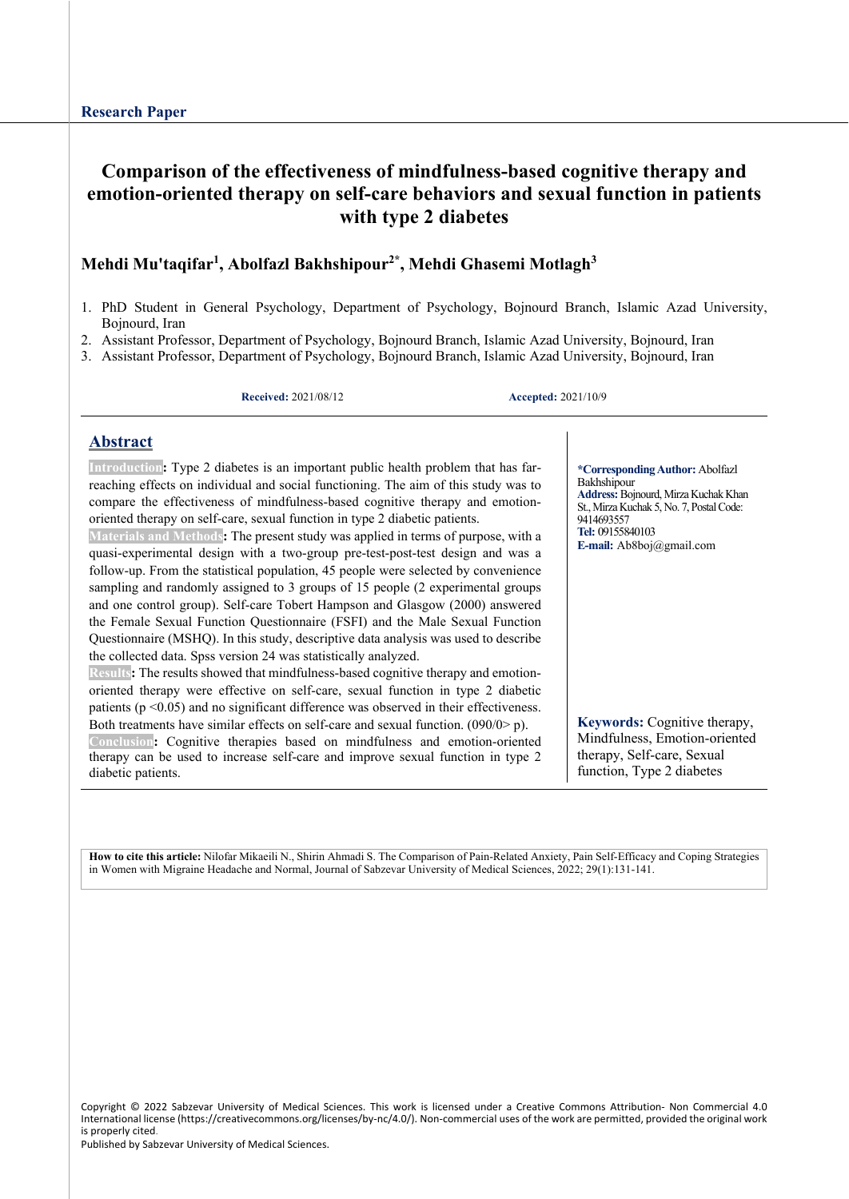Research Paper

# Comparison of the effectiveness of mindfulness-based cognitive therapy and emotion-oriented therapy on self-care behaviors and sexual function in patients with type 2 diabetes

**Mehdi Mu'taqifar[1], Abolfazl Bakhshipour[2*], Mehdi Ghasemi Motlagh[3]**

1. PhD Student in General Psychology, Department of Psychology, Bojnourd Branch, Islamic Azad University, Bojnourd, Iran
2. Assistant Professor, Department of Psychology, Bojnourd Branch, Islamic Azad University, Bojnourd, Iran
3. Assistant Professor, Department of Psychology, Bojnourd Branch, Islamic Azad University, Bojnourd, Iran

**Received:** 2021/08/12 **Accepted:** 2021/10/9

## Abstract

**Introduction:** Type 2 diabetes is an important public health problem that has far-reaching effects on individual and social functioning. The aim of this study was to compare the effectiveness of mindfulness-based cognitive therapy and emotion-oriented therapy on self-care, sexual function in type 2 diabetic patients.

**Materials and Methods:** The present study was applied in terms of purpose, with a quasi-experimental design with a two-group pre-test-post-test design and was a follow-up. From the statistical population, 45 people were selected by convenience sampling and randomly assigned to 3 groups of 15 people (2 experimental groups and one control group). Self-care Tobert Hampson and Glasgow (2000) answered the Female Sexual Function Questionnaire (FSFI) and the Male Sexual Function Questionnaire (MSHQ). In this study, descriptive data analysis was used to describe the collected data. Spss version 24 was statistically analyzed.

**Results:** The results showed that mindfulness-based cognitive therapy and emotion-oriented therapy were effective on self-care, sexual function in type 2 diabetic patients (p <0.05) and no significant difference was observed in their effectiveness. Both treatments have similar effects on self-care and sexual function. (090/0> p).

**Conclusion:** Cognitive therapies based on mindfulness and emotion-oriented therapy can be used to increase self-care and improve sexual function in type 2 diabetic patients.

**\*Corresponding Author:** Abolfazl Bakhshipour
**Address:** Bojnourd, Mirza Kuchak Khan St., Mirza Kuchak 5, No. 7, Postal Code: 9414693557
**Tel:** 09155840103
**E-mail:** Ab8boj@gmail.com

**Keywords:** Cognitive therapy, Mindfulness, Emotion-oriented therapy, Self-care, Sexual function, Type 2 diabetes

**How to cite this article:** Nilofar Mikaeili N., Shirin Ahmadi S. The Comparison of Pain-Related Anxiety, Pain Self-Efficacy and Coping Strategies in Women with Migraine Headache and Normal, Journal of Sabzevar University of Medical Sciences, 2022; 29(1):131-141.

Copyright © 2022 Sabzevar University of Medical Sciences. This work is licensed under a Creative Commons Attribution- Non Commercial 4.0 International license (https://creativecommons.org/licenses/by-nc/4.0/). Non-commercial uses of the work are permitted, provided the original work is properly cited.
Published by Sabzevar University of Medical Sciences.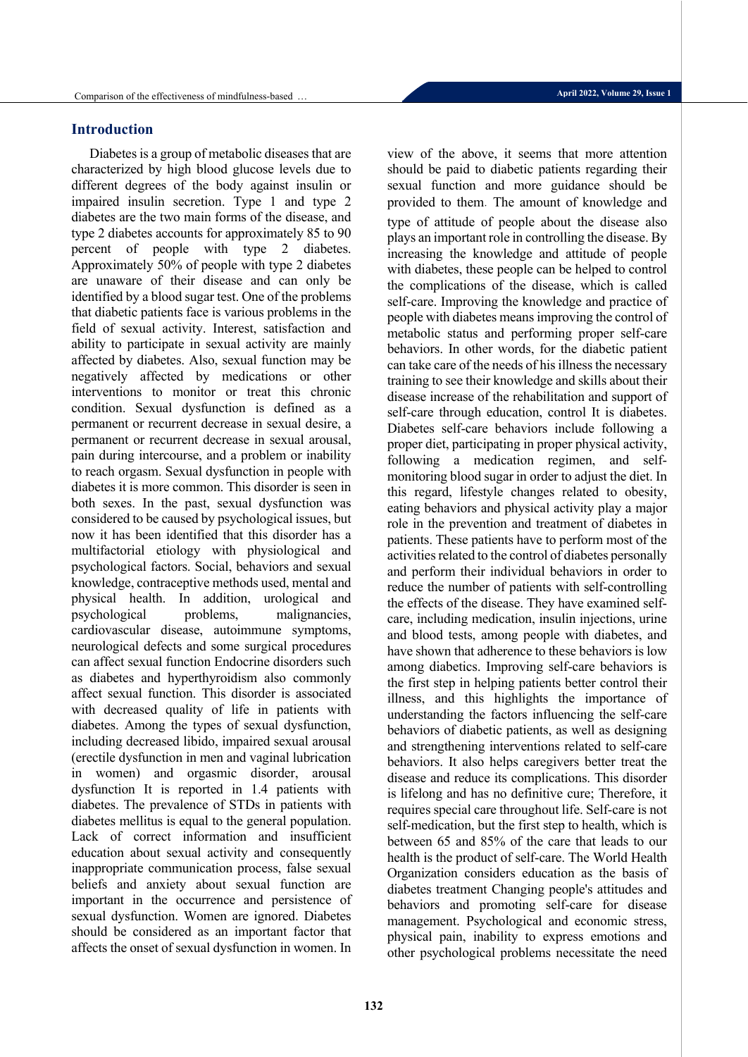## Introduction

Diabetes is a group of metabolic diseases that are characterized by high blood glucose levels due to different degrees of the body against insulin or impaired insulin secretion. Type 1 and type 2 diabetes are the two main forms of the disease, and type 2 diabetes accounts for approximately 85 to 90 percent of people with type 2 diabetes. Approximately 50% of people with type 2 diabetes are unaware of their disease and can only be identified by a blood sugar test. One of the problems that diabetic patients face is various problems in the field of sexual activity. Interest, satisfaction and ability to participate in sexual activity are mainly affected by diabetes. Also, sexual function may be negatively affected by medications or other interventions to monitor or treat this chronic condition. Sexual dysfunction is defined as a permanent or recurrent decrease in sexual desire, a permanent or recurrent decrease in sexual arousal, pain during intercourse, and a problem or inability to reach orgasm. Sexual dysfunction in people with diabetes it is more common. This disorder is seen in both sexes. In the past, sexual dysfunction was considered to be caused by psychological issues, but now it has been identified that this disorder has a multifactorial etiology with physiological and psychological factors. Social, behaviors and sexual knowledge, contraceptive methods used, mental and physical health. In addition, urological and psychological problems, malignancies, cardiovascular disease, autoimmune symptoms, neurological defects and some surgical procedures can affect sexual function Endocrine disorders such as diabetes and hyperthyroidism also commonly affect sexual function. This disorder is associated with decreased quality of life in patients with diabetes. Among the types of sexual dysfunction, including decreased libido, impaired sexual arousal (erectile dysfunction in men and vaginal lubrication in women) and orgasmic disorder, arousal dysfunction It is reported in 1.4 patients with diabetes. The prevalence of STDs in patients with diabetes mellitus is equal to the general population. Lack of correct information and insufficient education about sexual activity and consequently inappropriate communication process, false sexual beliefs and anxiety about sexual function are important in the occurrence and persistence of sexual dysfunction. Women are ignored. Diabetes should be considered as an important factor that affects the onset of sexual dysfunction in women. In view of the above, it seems that more attention should be paid to diabetic patients regarding their sexual function and more guidance should be provided to them. The amount of knowledge and type of attitude of people about the disease also plays an important role in controlling the disease. By increasing the knowledge and attitude of people with diabetes, these people can be helped to control the complications of the disease, which is called self-care. Improving the knowledge and practice of people with diabetes means improving the control of metabolic status and performing proper self-care behaviors. In other words, for the diabetic patient can take care of the needs of his illness the necessary training to see their knowledge and skills about their disease increase of the rehabilitation and support of self-care through education, control It is diabetes. Diabetes self-care behaviors include following a proper diet, participating in proper physical activity, following a medication regimen, and self-monitoring blood sugar in order to adjust the diet. In this regard, lifestyle changes related to obesity, eating behaviors and physical activity play a major role in the prevention and treatment of diabetes in patients. These patients have to perform most of the activities related to the control of diabetes personally and perform their individual behaviors in order to reduce the number of patients with self-controlling the effects of the disease. They have examined self-care, including medication, insulin injections, urine and blood tests, among people with diabetes, and have shown that adherence to these behaviors is low among diabetics. Improving self-care behaviors is the first step in helping patients better control their illness, and this highlights the importance of understanding the factors influencing the self-care behaviors of diabetic patients, as well as designing and strengthening interventions related to self-care behaviors. It also helps caregivers better treat the disease and reduce its complications. This disorder is lifelong and has no definitive cure; Therefore, it requires special care throughout life. Self-care is not self-medication, but the first step to health, which is between 65 and 85% of the care that leads to our health is the product of self-care. The World Health Organization considers education as the basis of diabetes treatment Changing people's attitudes and behaviors and promoting self-care for disease management. Psychological and economic stress, physical pain, inability to express emotions and other psychological problems necessitate the need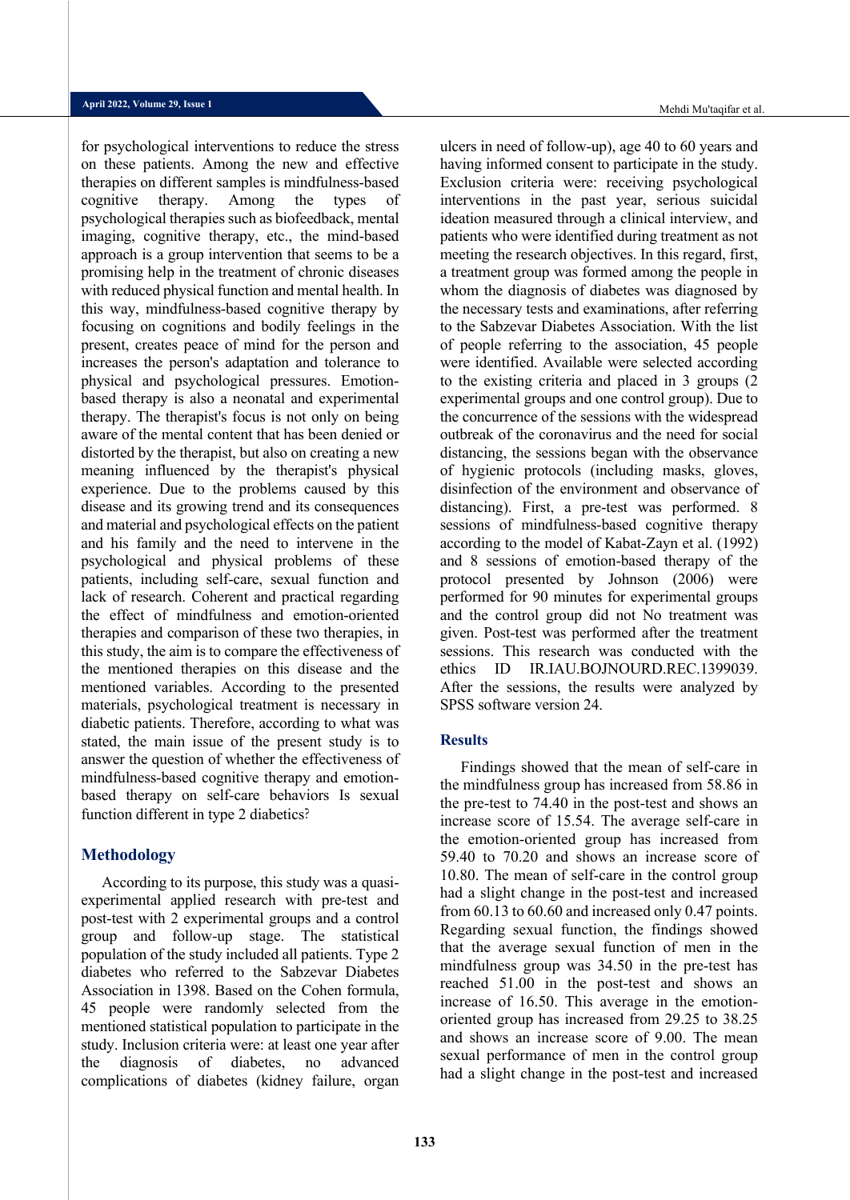for psychological interventions to reduce the stress on these patients. Among the new and effective therapies on different samples is mindfulness-based cognitive therapy. Among the types of psychological therapies such as biofeedback, mental imaging, cognitive therapy, etc., the mind-based approach is a group intervention that seems to be a promising help in the treatment of chronic diseases with reduced physical function and mental health. In this way, mindfulness-based cognitive therapy by focusing on cognitions and bodily feelings in the present, creates peace of mind for the person and increases the person's adaptation and tolerance to physical and psychological pressures. Emotion-based therapy is also a neonatal and experimental therapy. The therapist's focus is not only on being aware of the mental content that has been denied or distorted by the therapist, but also on creating a new meaning influenced by the therapist's physical experience. Due to the problems caused by this disease and its growing trend and its consequences and material and psychological effects on the patient and his family and the need to intervene in the psychological and physical problems of these patients, including self-care, sexual function and lack of research. Coherent and practical regarding the effect of mindfulness and emotion-oriented therapies and comparison of these two therapies, in this study, the aim is to compare the effectiveness of the mentioned therapies on this disease and the mentioned variables. According to the presented materials, psychological treatment is necessary in diabetic patients. Therefore, according to what was stated, the main issue of the present study is to answer the question of whether the effectiveness of mindfulness-based cognitive therapy and emotion-based therapy on self-care behaviors Is sexual function different in type 2 diabetics?

## Methodology

According to its purpose, this study was a quasi-experimental applied research with pre-test and post-test with 2 experimental groups and a control group and follow-up stage. The statistical population of the study included all patients. Type 2 diabetes who referred to the Sabzevar Diabetes Association in 1398. Based on the Cohen formula, 45 people were randomly selected from the mentioned statistical population to participate in the study. Inclusion criteria were: at least one year after the diagnosis of diabetes, no advanced complications of diabetes (kidney failure, organ ulcers in need of follow-up), age 40 to 60 years and having informed consent to participate in the study. Exclusion criteria were: receiving psychological interventions in the past year, serious suicidal ideation measured through a clinical interview, and patients who were identified during treatment as not meeting the research objectives. In this regard, first, a treatment group was formed among the people in whom the diagnosis of diabetes was diagnosed by the necessary tests and examinations, after referring to the Sabzevar Diabetes Association. With the list of people referring to the association, 45 people were identified. Available were selected according to the existing criteria and placed in 3 groups (2 experimental groups and one control group). Due to the concurrence of the sessions with the widespread outbreak of the coronavirus and the need for social distancing, the sessions began with the observance of hygienic protocols (including masks, gloves, disinfection of the environment and observance of distancing). First, a pre-test was performed. 8 sessions of mindfulness-based cognitive therapy according to the model of Kabat-Zayn et al. (1992) and 8 sessions of emotion-based therapy of the protocol presented by Johnson (2006) were performed for 90 minutes for experimental groups and the control group did not No treatment was given. Post-test was performed after the treatment sessions. This research was conducted with the ethics ID IR.IAU.BOJNOURD.REC.1399039. After the sessions, the results were analyzed by SPSS software version 24.

## Results

Findings showed that the mean of self-care in the mindfulness group has increased from 58.86 in the pre-test to 74.40 in the post-test and shows an increase score of 15.54. The average self-care in the emotion-oriented group has increased from 59.40 to 70.20 and shows an increase score of 10.80. The mean of self-care in the control group had a slight change in the post-test and increased from 60.13 to 60.60 and increased only 0.47 points. Regarding sexual function, the findings showed that the average sexual function of men in the mindfulness group was 34.50 in the pre-test has reached 51.00 in the post-test and shows an increase of 16.50. This average in the emotion-oriented group has increased from 29.25 to 38.25 and shows an increase score of 9.00. The mean sexual performance of men in the control group had a slight change in the post-test and increased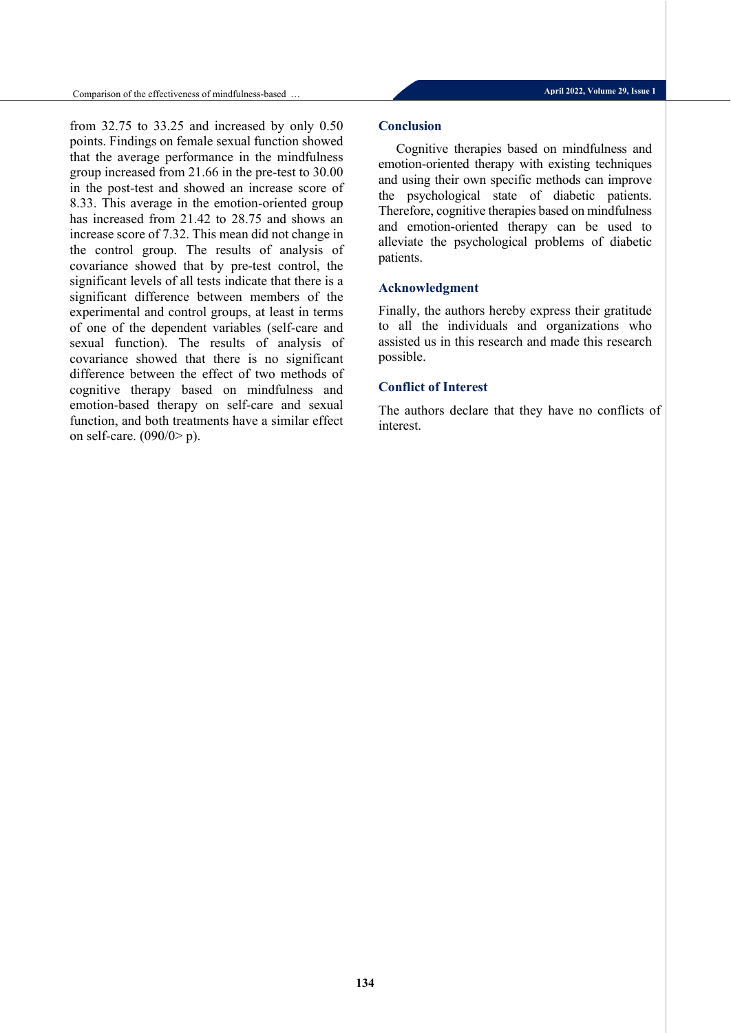from 32.75 to 33.25 and increased by only 0.50 points. Findings on female sexual function showed that the average performance in the mindfulness group increased from 21.66 in the pre-test to 30.00 in the post-test and showed an increase score of 8.33. This average in the emotion-oriented group has increased from 21.42 to 28.75 and shows an increase score of 7.32. This mean did not change in the control group. The results of analysis of covariance showed that by pre-test control, the significant levels of all tests indicate that there is a significant difference between members of the experimental and control groups, at least in terms of one of the dependent variables (self-care and sexual function). The results of analysis of covariance showed that there is no significant difference between the effect of two methods of cognitive therapy based on mindfulness and emotion-based therapy on self-care and sexual function, and both treatments have a similar effect on self-care. (090/0> p).

## Conclusion

Cognitive therapies based on mindfulness and emotion-oriented therapy with existing techniques and using their own specific methods can improve the psychological state of diabetic patients. Therefore, cognitive therapies based on mindfulness and emotion-oriented therapy can be used to alleviate the psychological problems of diabetic patients.

## Acknowledgment

Finally, the authors hereby express their gratitude to all the individuals and organizations who assisted us in this research and made this research possible.

## Conflict of Interest

The authors declare that they have no conflicts of interest.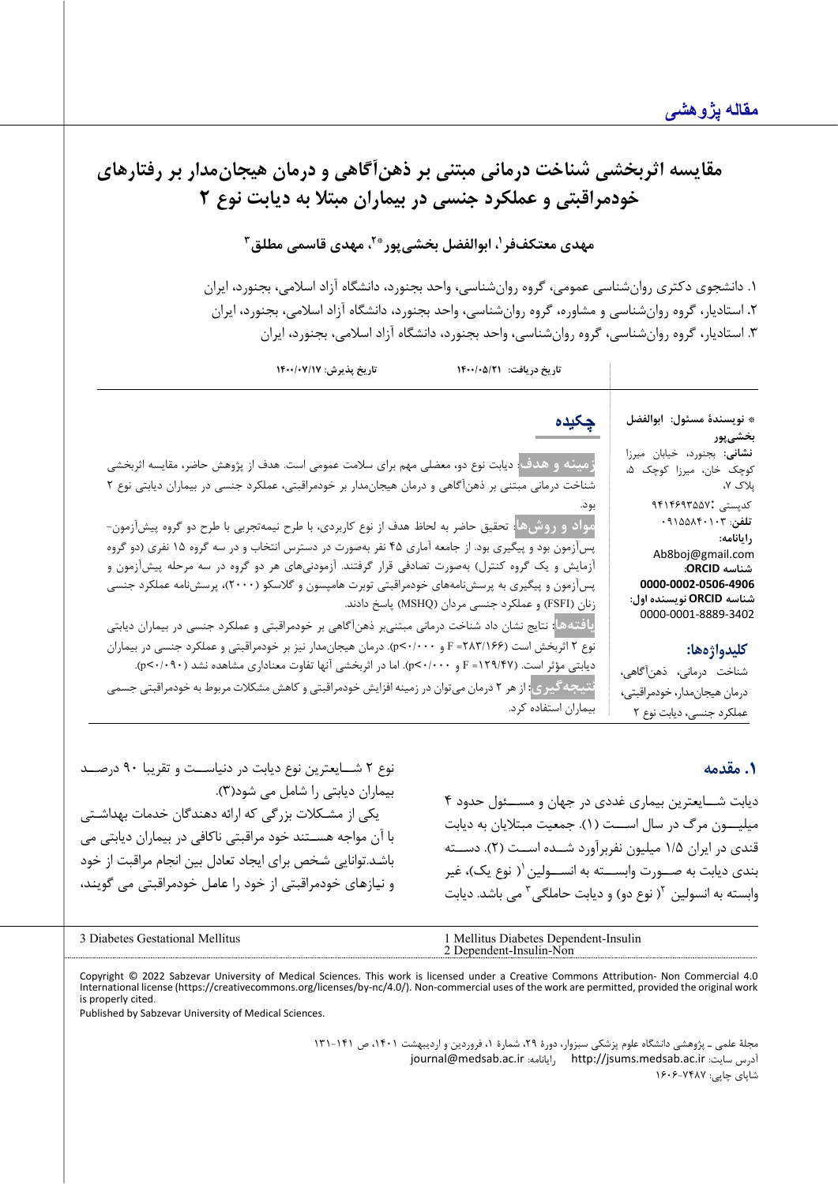مقاله پژوهشی

# مقایسه اثربخشی شناخت درمانی مبتنی بر ذهن‌آگاهی و درمان هیجان‌مدار بر رفتارهای خودمراقبتی و عملکرد جنسی در بیماران مبتلا به دیابت نوع ۲

**مهدی معتکف‌فر[۱]، ابوالفضل بخشی‌پور[*۲]، مهدی قاسمی مطلق[۳]**

۱. دانشجوی دکتری روان‌شناسی عمومی، گروه روان‌شناسی، واحد بجنورد، دانشگاه آزاد اسلامی، بجنورد، ایران
۲. استادیار، گروه روان‌شناسی و مشاوره، گروه روان‌شناسی، واحد بجنورد، دانشگاه آزاد اسلامی، بجنورد، ایران
۳. استادیار، گروه روان‌شناسی، گروه روان‌شناسی، واحد بجنورد، دانشگاه آزاد اسلامی، بجنورد، ایران

**تاریخ دریافت:** ۱۴۰۰/۰۵/۲۱ **تاریخ پذیرش:** ۱۴۰۰/۰۷/۱۷

\* **نویسندهٔ مسئول:** ابوالفضل بخشی‌پور
**نشانی:** بجنورد، خیابان میرزا کوچک خان، میرزا کوچک ۵، پلاک ۷،
کدپستی: ۹۴۱۴۶۹۳۵۵۷
**تلفن:** ۰۹۱۵۵۸۴۰۱۰۳
**رایانامه:** Ab8boj@gmail.com
**شناسه ORCID:** 0000-0002-0506-4906
**شناسه ORCID نویسنده اول:** 0000-0001-8889-3402

**کلیدواژه‌ها:**
شناخت درمانی، ذهن‌آگاهی، درمان هیجان‌مدار، خودمراقبتی، عملکرد جنسی، دیابت نوع ۲

## چکیده

**زمینه و هدف:** دیابت نوع دو، معضلی مهم برای سلامت عمومی است. هدف از پژوهش حاضر، مقایسه اثربخشی شناخت درمانی مبتنی بر ذهن‌آگاهی و درمان هیجان‌مدار بر خودمراقبتی، عملکرد جنسی در بیماران دیابتی نوع ۲ بود.

**مواد و روش‌ها:** تحقیق حاضر به لحاظ هدف از نوع کاربردی، با طرح نیمه‌تجربی با طرح دو گروه پیش‌آزمون-پس‌آزمون بود و پیگیری بود. از جامعه آماری ۴۵ نفر به‌صورت در دسترس انتخاب و در سه گروه ۱۵ نفری (دو گروه آزمایش و یک گروه کنترل) به‌صورت تصادفی قرار گرفتند. آزمودنی‌های هر دو گروه در سه مرحله پیش‌آزمون و پس‌آزمون و پیگیری به پرسش‌نامه‌های خودمراقبتی توبرت هامپسون و گلاسکو (۲۰۰۰)، پرسش‌نامه عملکرد جنسی زنان (FSFI) و عملکرد جنسی مردان (MSHQ) پاسخ دادند.

**یافته‌ها:** نتایج نشان داد شناخت درمانی مبتنی‌بر ذهن‌آگاهی بر خودمراقبتی و عملکرد جنسی در بیماران دیابتی نوع ۲ اثربخش است ($F=283/166$ و $p<0/000$). درمان هیجان‌مدار نیز بر خودمراقبتی و عملکرد جنسی در بیماران دیابتی مؤثر است. ($F=129/47$ و $p<0/000$). اما در اثربخشی آنها تفاوت معناداری مشاهده نشد ($p<0/090$).

**نتیجه‌گیری:** از هر ۲ درمان می‌توان در زمینه افزایش خودمراقبتی و کاهش مشکلات مربوط به خودمراقبتی جسمی بیماران استفاده کرد.

## ۱. مقدمه

دیابت شـایعترین بیماری غددی در جهان و مسـئول حدود ۴ میلیـون مرگ در سال اسـت (۱). جمعیت مبتلایان به دیابت قندی در ایران ۱/۵ میلیون نفربرآورد شـده اسـت (۲). دسـته بندی دیابت به صـورت وابسـته به انسـولین[۱] (نوع یک)، غیر وابسته به انسولین[۲] (نوع دو) و دیابت حاملگی[۳] می باشد. دیابت نوع ۲ شـایعترین نوع دیابت در دنیاسـت و تقریبا ۹۰ درصـد بیماران دیابتی را شامل می شود(۳).

یکی از مشـکلات بزرگی که ارائه دهندگان خدمات بهداشـتی با آن مواجه هسـتند خود مراقبتی ناکافی در بیماران دیابتی می باشد.توانایی شخص برای ایجاد تعادل بین انجام مراقبت از خود و نیازهای خودمراقبتی از خود را عامل خودمراقبتی می گویند،

1 Mellitus Diabetes Dependent-Insulin
2 Dependent-Insulin-Non
3 Diabetes Gestational Mellitus

Copyright © 2022 Sabzevar University of Medical Sciences. This work is licensed under a Creative Commons Attribution- Non Commercial 4.0 International license (https://creativecommons.org/licenses/by-nc/4.0/). Non-commercial uses of the work are permitted, provided the original work is properly cited.
Published by Sabzevar University of Medical Sciences.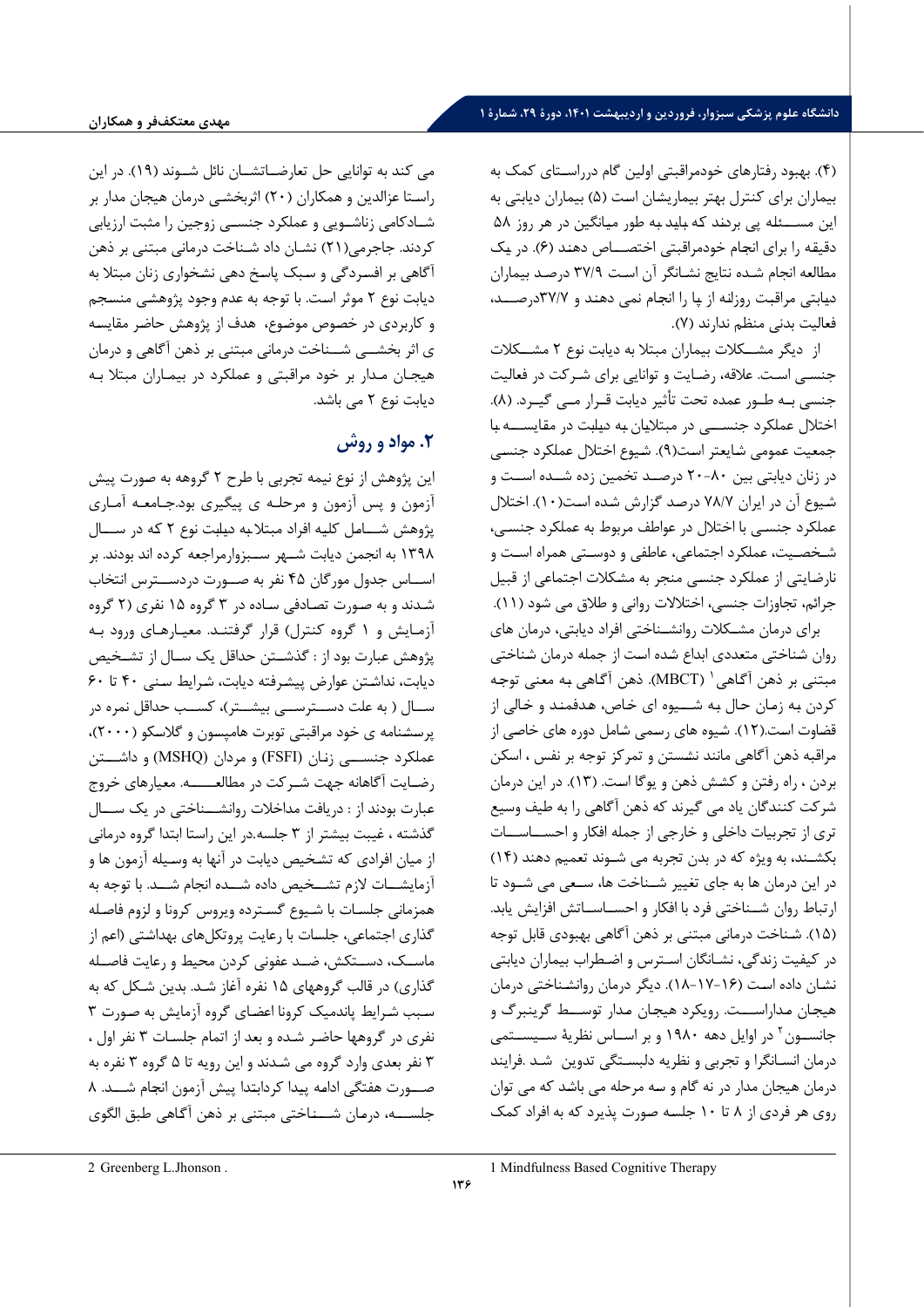(۴). بهبود رفتارهای خودمراقبتی اولین گام درراستای کمک به بیماران برای کنترل بهتر بیماریشان است (۵) بیماران دیابتی به این مسئله پی برند که باید به طور میانگین در هر روز ۵۸ دقیقه را برای انجام خودمراقبتی اختصاص دهند (۶). در یک مطالعه انجام شده نتایج نشانگر آن است ۳۷/۹ درصد بیماران دیابتی مراقبت روزانه از پا را انجام نمی دهند و ۳۷/۷درصد، فعالیت بدنی منظم ندارند (۷).

از دیگر مشکلات بیماران مبتلا به دیابت نوع ۲ مشکلات جنسی است. علاقه، رضایت و توانایی برای شرکت در فعالیت جنسی به طور عمده تحت تأثیر دیابت قرار می گیرد. (۸). اختلال عملکرد جنسی در مبتلایان به دیابت در مقایسه با جمعیت عمومی شایعتر است(۹). شیوع اختلال عملکرد جنسی در زنان دیابتی بین ۸۰-۲۰ درصد تخمین زده شده است و شیوع آن در ایران ۷۸/۷ درصد گزارش شده است(۱۰). اختلال عملکرد جنسی با اختلال در عواطف مربوط به عملکرد جنسی، شخصیت، عملکرد اجتماعی، عاطفی و دوستی همراه است و نارضایتی از عملکرد جنسی منجر به مشکلات اجتماعی از قبیل جرائم، تجاوزات جنسی، اختلالات روانی و طلاق می شود (۱۱).

برای درمان مشکلات روانشناختی افراد دیابتی، درمان های روان شناختی متعددی ابداع شده است از جمله درمان شناختی مبتنی بر ذهن آگاهی[1] (MBCT). ذهن آگاهی به معنی توجه کردن به زمان حال به شیوه ای خاص، هدفمند و خالی از قضاوت است.(۱۲). شیوه های رسمی شامل دوره های خاصی از مراقبه ذهن آگاهی مانند نشستن و تمرکز توجه بر نفس ، اسکن بردن ، راه رفتن و کشش ذهن و یوگا است. (۱۳). در این درمان شرکت کنندگان یاد می گیرند که ذهن آگاهی را به طیف وسیع تری از تجربیات داخلی و خارجی از جمله افکار و احساسات بکشند، به ویژه که در بدن تجربه می شوند تعمیم دهند (۱۴) در این درمان ها به جای تغییر شناخت ها، سعی می شود تا ارتباط روان شناختی فرد با افکار و احساساتش افزایش یابد. (۱۵). شناخت درمانی مبتنی بر ذهن آگاهی بهبودی قابل توجه در کیفیت زندگی، نشانگان استرس و اضطراب بیماران دیابتی نشان داده است (۱۶-۱۷-۱۸). دیگر درمان روانشناختی درمان هیجان مداراست. رویکرد هیجان مدار توسط گرینبرگ و جانسون[2] در اوایل دهه ۱۹۸۰ و بر اساس نظریهٔ سیستمی درمان انسانگرا و تجربی و نظریه دلبستگی تدوین شد .فرایند درمان هیجان مدار در نه گام و سه مرحله می باشد که می توان روی هر فردی از ۸ تا ۱۰ جلسه صورت پذیرد که به افراد کمک می کند به توانایی حل تعارضاتشان نائل شوند (۱۹). در این راستا عزالدین و همکاران (۲۰) اثربخشی درمان هیجان مدار بر شادکامی زناشویی و عملکرد جنسی زوجین را مثبت ارزیابی کردند. جاجرمی(۲۱) نشان داد شناخت درمانی مبتنی بر ذهن آگاهی بر افسردگی و سبک پاسخ دهی نشخواری زنان مبتلا به دیابت نوع ۲ موثر است. با توجه به عدم وجود پژوهشی منسجم و کاربردی در خصوص موضوع، هدف از پژوهش حاضر مقایسه ی اثر بخشی شناخت درمانی مبتنی بر ذهن آگاهی و درمان هیجان مدار بر خود مراقبتی و عملکرد در بیماران مبتلا به دیابت نوع ۲ می باشد.

## ۲. مواد و روش

این پژوهش از نوع نیمه تجربی با طرح ۲ گروهه به صورت پیش آزمون و پس آزمون و مرحله ی پیگیری بود.جامعه آماری پژوهش شامل کلیه افراد مبتلابه دیابت نوع ۲ که در سال ۱۳۹۸ به انجمن دیابت شهر سبزوارمراجعه کرده اند بودند. بر اساس جدول مورگان ۴۵ نفر به صورت دردسترس انتخاب شدند و به صورت تصادفی ساده در ۳ گروه ۱۵ نفری (۲ گروه آزمایش و ۱ گروه کنترل) قرار گرفتند. معیارهای ورود به پژوهش عبارت بود از : گذشتن حداقل یک سال از تشخیص دیابت، نداشتن عوارض پیشرفته دیابت، شرایط سنی ۴۰ تا ۶۰ سال ( به علت دسترسی بیشتر)، کسب حداقل نمره در پرسشنامه ی خود مراقبتی توبرت هامپسون و گلاسکو (۲۰۰۰)، عملکرد جنسی زنان (FSFI) و مردان (MSHQ) و داشتن رضایت آگاهانه جهت شرکت در مطالعه. معیارهای خروج عبارت بودند از : دریافت مداخلات روانشناختی در یک سال گذشته ، غیبت بیشتر از ۳ جلسه.در این راستا ابتدا گروه درمانی از میان افرادی که تشخیص دیابت در آنها به وسیله آزمون ها و آزمایشات لازم تشخیص داده شده انجام شد. با توجه به همزمانی جلسات با شیوع گسترده ویروس کرونا و لزوم فاصله گذاری اجتماعی، جلسات با رعایت پروتکل‌های بهداشتی (اعم از ماسک، دستکش، ضد عفونی کردن محیط و رعایت فاصله گذاری) در قالب گروههای ۱۵ نفره آغاز شد. بدین شکل که به سبب شرایط پاندمیک کرونا اعضای گروه آزمایش به صورت ۳ نفری در گروهها حاضر شده و بعد از اتمام جلسات ۳ نفر اول ، ۳ نفر بعدی وارد گروه می شدند و این رویه تا ۵ گروه ۳ نفره به صورت هفتگی ادامه پیدا کردابتدا پیش آزمون انجام شد. ۸ جلسه، درمان شناختی مبتنی بر ذهن آگاهی طبق الگوی

---

1 Mindfulness Based Cognitive Therapy

2 Greenberg L.Jhonson .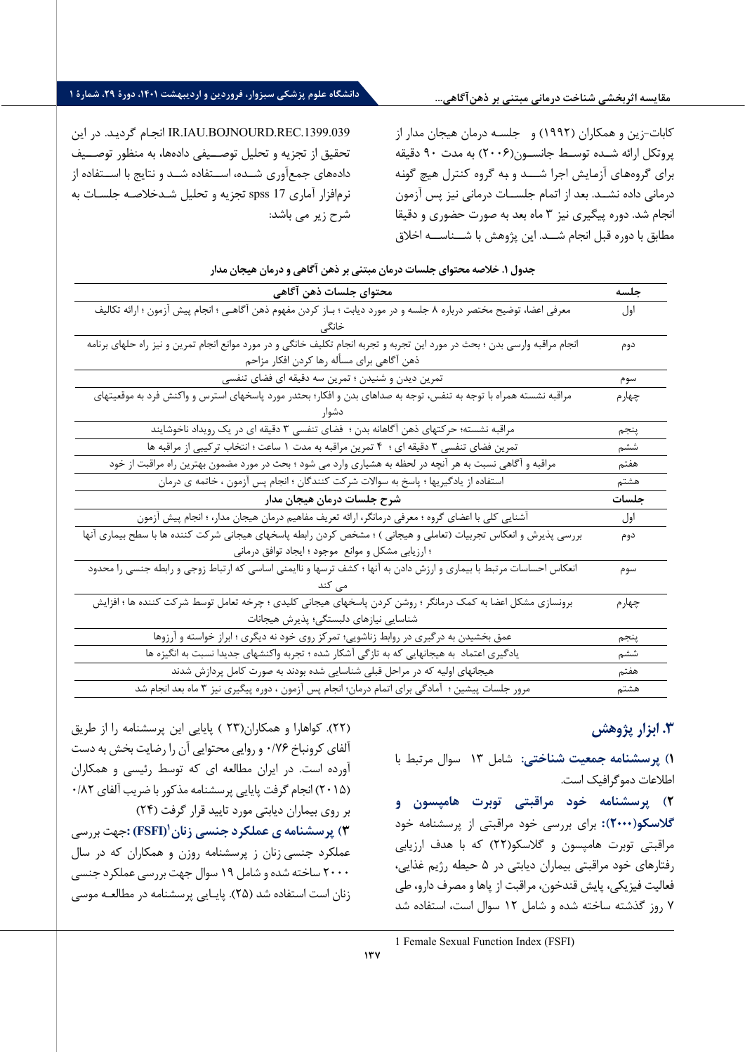کابات-زین و همکاران (۱۹۹۲) و جلسه درمان هیجان مدار از پروتکل ارائه شده توسط جانسون(۲۰۰۶) به مدت ۹۰ دقیقه برای گروه‌های آزمایش اجرا شد و به گروه کنترل هیچ گونه درمانی داده نشد. بعد از اتمام جلسات درمانی نیز پس آزمون انجام شد. دوره پیگیری نیز ۳ ماه بعد به صورت حضوری و دقیقا مطابق با دوره قبل انجام شد. این پژوهش با شناسه اخلاق IR.IAU.BOJNOURD.REC.1399.039 انجام گردید. در این تحقیق از تجزیه و تحلیل توصیفی داده‌ها، به منظور توصیف داده‌های جمع‌آوری شده، استفاده شد و نتایج با استفاده از نرم‌افزار آماری spss 17 تجزیه و تحلیل شدخلاصه جلسات به شرح زیر می باشد:

**جدول ۱. خلاصه محتوای جلسات درمان مبتنی بر ذهن آگاهی و درمان هیجان مدار**

| جلسه | محتوای جلسات ذهن آگاهی |
|---|---|
| اول | معرفی اعضا، توضیح مختصر درباره ۸ جلسه و در مورد دیابت ؛ باز کردن مفهوم ذهن آگاهی ؛ انجام پیش آزمون ؛ ارائه تکالیف خانگی |
| دوم | انجام مراقبه وارسی بدن ؛ بحث در مورد این تجربه و تجربه انجام تکلیف خانگی و در مورد موانع انجام تمرین و نیز راه حلهای برنامه ذهن آگاهی برای مسأله رها کردن افکار مزاحم |
| سوم | تمرین دیدن و شنیدن ؛ تمرین سه دقیقه ای فضای تنفسی |
| چهارم | مراقبه نشسته همراه با توجه به تنفس، توجه به صداهای بدن و افکار؛ بحثدر مورد پاسخهای استرس و واکنش فرد به موقعیتهای دشوار |
| پنجم | مراقبه نشسته؛ حرکتهای ذهن آگاهانه بدن ؛ فضای تنفسی ۳ دقیقه ای در یک رویداد ناخوشایند |
| ششم | تمرین فضای تنفسی ۳ دقیقه ای ؛ ۴ تمرین مراقبه به مدت ۱ ساعت ؛ انتخاب ترکیبی از مراقبه ها |
| هفتم | مراقبه و آگاهی نسبت به هر آنچه در لحظه به هشیاری وارد می شود ؛ بحث در مورد مضمون بهترین راه مراقبت از خود |
| هشتم | استفاده از یادگیریها ؛ پاسخ به سوالات شرکت کنندگان ؛ انجام پس آزمون ، خاتمه ی درمان |
| **جلسات** | **شرح جلسات درمان هیجان مدار** |
| اول | آشنایی کلی با اعضای گروه ؛ معرفی درمانگر، ارائه تعریف مفاهیم درمان هیجان مدار، ؛ انجام پیش آزمون |
| دوم | بررسی پذیرش و انعکاس تجربیات (تعاملی و هیجانی ) ؛ مشخص کردن رابطه پاسخهای هیجانی شرکت کننده ها با سطح بیماری آنها ؛ ارزیابی مشکل و موانع موجود ؛ ایجاد توافق درمانی |
| سوم | انعکاس احساسات مرتبط با بیماری و ارزش دادن به آنها ؛ کشف ترسها و ناایمنی اساسی که ارتباط زوجی و رابطه جنسی را محدود می کند |
| چهارم | برونسازی مشکل اعضا به کمک درمانگر ؛ روشن کردن پاسخهای هیجانی کلیدی ؛ چرخه تعامل توسط شرکت کننده ها ؛ افزایش شناسایی نیازهای دلبستگی؛ پذیرش هیجانات |
| پنجم | عمق بخشیدن به درگیری در روابط زناشویی؛ تمرکز روی خود نه دیگری ؛ ابراز خواسته و آرزوها |
| ششم | یادگیری اعتماد به هیجانهایی که به تازگی آشکار شده ؛ تجربه واکنشهای جدیدا نسبت به انگیزه ها |
| هفتم | هیجانهای اولیه که در مراحل قبلی شناسایی شده بودند به صورت کامل پردازش شدند |
| هشتم | مرور جلسات پیشین ؛ آمادگی برای اتمام درمان؛ انجام پس آزمون ، دوره پیگیری نیز ۳ ماه بعد انجام شد |

## ۳. ابزار پژوهش

**۱) پرسشنامه جمعیت شناختی:** شامل ۱۳ سوال مرتبط با اطلاعات دموگرافیک است.

**۲) پرسشنامه خود مراقبتی توبرت هامپسون و گلاسکو(۲۰۰۰):** برای بررسی خود مراقبتی از پرسشنامه خود مراقبتی توبرت هامپسون و گلاسکو(۲۲) که با هدف ارزیابی رفتارهای خود مراقبتی بیماران دیابتی در ۵ حیطه رژیم غذایی، فعالیت فیزیکی، پایش قندخون، مراقبت از پاها و مصرف دارو، طی ۷ روز گذشته ساخته شده و شامل ۱۲ سوال است، استفاده شد (۲۲). کواهارا و همکاران(۲۳ ) پایایی این پرسشنامه را از طریق آلفای کرونباخ ۰/۷۶ و روایی محتوایی آن را رضایت بخش به دست آورده است. در ایران مطالعه ای که توسط رئیسی و همکاران (۲۰۱۵) انجام گرفت پایایی پرسشنامه مذکور با ضریب آلفای ۰/۸۲ بر روی بیماران دیابتی مورد تایید قرار گرفت (۲۴)

**۳) پرسشنامه ی عملکرد جنسی زنان[1] (FSFI):** جهت بررسی عملکرد جنسی زنان ز پرسشنامه روزن و همکاران که در سال ۲۰۰۰ ساخته شده و شامل ۱۹ سوال جهت بررسی عملکرد جنسی زنان است استفاده شد (۲۵). پایایی پرسشنامه در مطالعه موسی

1 Female Sexual Function Index (FSFI)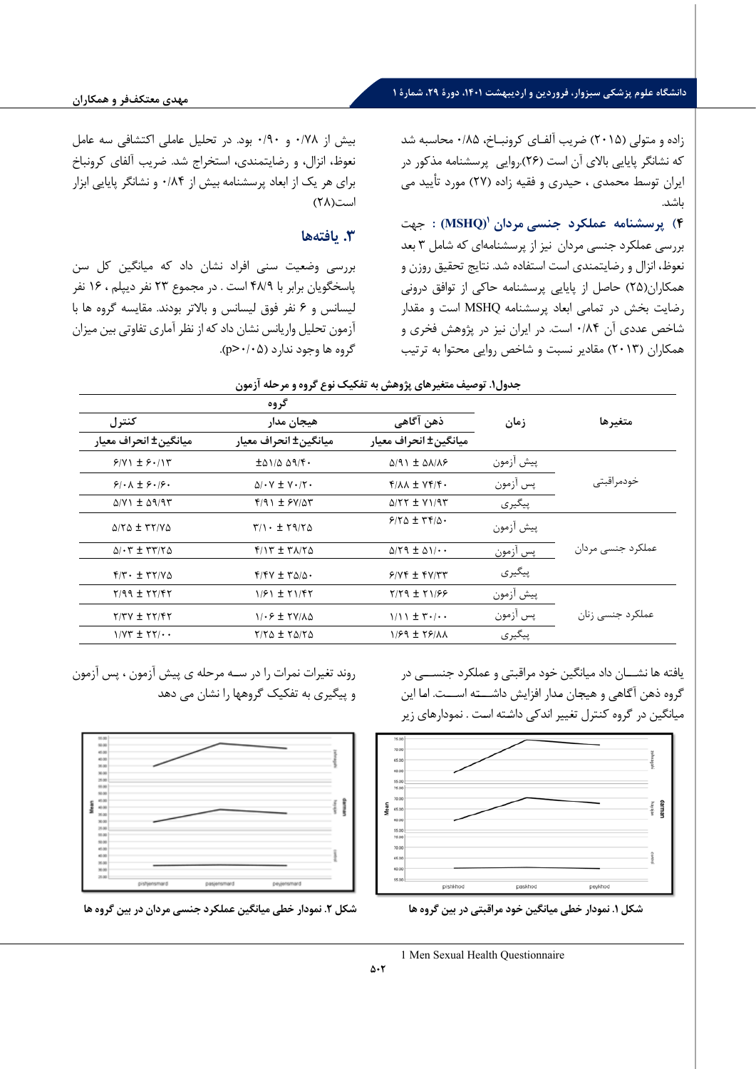زاده و متولی (۲۰۱۵) ضریب آلفای کرونباخ، ۰/۸۵ محاسبه شد که نشانگر پایایی بالای آن است (۲۶).روایی پرسشنامه مذکور در ایران توسط محمدی ، حیدری و فقیه زاده (۲۷) مورد تأیید می باشد.

**۴) پرسشنامه عملکرد جنسی مردان (MSHQ)[1] :** جهت بررسی عملکرد جنسی مردان نیز از پرسشنامه‌ای که شامل ۳ بعد نعوظ، انزال و رضایتمندی است استفاده شد. نتایج تحقیق روزن و همکاران(۲۵) حاصل از پایایی پرسشنامه حاکی از توافق درونی رضایت بخش در تمامی ابعاد پرسشنامه MSHQ است و مقدار شاخص عددی آن ۰/۸۴ است. در ایران نیز در پژوهش فخری و همکاران (۲۰۱۳) مقادیر نسبت و شاخص روایی محتوا به ترتیب بیش از ۰/۷۸ و ۰/۹۰ بود. در تحلیل عاملی اکتشافی سه عامل نعوظ، انزال، و رضایتمندی، استخراج شد. ضریب آلفای کرونباخ برای هر یک از ابعاد پرسشنامه بیش از ۰/۸۴ و نشانگر پایایی ابزار است(۲۸)

## ۳. یافته‌ها

بررسی وضعیت سنی افراد نشان داد که میانگین کل سن پاسخگویان برابر با ۴۸/۹ است . در مجموع ۲۳ نفر دیپلم ، ۱۶ نفر لیسانس و ۶ نفر فوق لیسانس و بالاتر بودند. مقایسه گروه ها با آزمون تحلیل واریانس نشان داد که از نظر آماری تفاوتی بین میزان گروه ها وجود ندارد (p>۰/۰۵).

**جدول۱. توصیف متغیرهای پژوهش به تفکیک نوع گروه و مرحله آزمون**

| متغیرها | زمان | گروه | | |
|---|---|---|---|---|
| | | ذهن آگاهی | هیجان مدار | کنترل |
| | | میانگین± انحراف معیار | میانگین± انحراف معیار | میانگین± انحراف معیار |
| خودمراقبتی | پیش آزمون | ۵/۹۱ ± ۵۸/۸۶ | ±۵۱/۵ ۵۹/۴۰ | ۶/۷۱ ± ۶۰/۱۳ |
| | پس آزمون | ۴/۸۸ ± ۷۴/۴۰ | ۵/۰۷ ± ۷۰/۲۰ | ۶/۰۸ ± ۶۰/۶۰ |
| | پیگیری | ۵/۲۲ ± ۷۱/۹۳ | ۴/۹۱ ± ۶۷/۵۳ | ۵/۷۱ ± ۵۹/۹۳ |
| عملکرد جنسی مردان | پیش آزمون | ۶/۲۵ ± ۳۴/۵۰ | ۳/۱۰ ± ۲۹/۲۵ | ۵/۲۵ ± ۳۲/۷۵ |
| | پس آزمون | ۵/۲۹ ± ۵۱/۰۰ | ۴/۱۳ ± ۳۸/۲۵ | ۵/۰۳ ± ۳۳/۲۵ |
| | پیگیری | ۶/۷۴ ± ۴۷/۳۳ | ۴/۴۷ ± ۳۵/۵۰ | ۴/۳۰ ± ۳۲/۷۵ |
| عملکرد جنسی زنان | پیش آزمون | ۲/۲۹ ± ۲۱/۶۶ | ۱/۶۱ ± ۲۱/۴۲ | ۲/۹۹ ± ۲۲/۴۲ |
| | پس آزمون | ۱/۱۱ ± ۳۰/۰۰ | ۱/۰۶ ± ۲۷/۸۵ | ۲/۳۷ ± ۲۲/۴۲ |
| | پیگیری | ۱/۶۹ ± ۲۶/۸۸ | ۲/۲۵ ± ۲۵/۲۵ | ۱/۷۳ ± ۲۲/۰۰ |

یافته ها نشـان داد میانگین خود مراقبتی و عملکرد جنسـی در گروه ذهن آگاهی و هیجان مدار افزایش داشـته اسـت. اما این میانگین در گروه کنترل تغییر اندکی داشته است . نمودارهای زیر روند تغیرات نمرات را در سـه مرحله ی پیش آزمون ، پس آزمون و پیگیری به تفکیک گروهها را نشان می دهد

**شکل ۱. نمودار خطی میانگین خود مراقبتی در بین گروه ها**

**شکل ۲. نمودار خطی میانگین عملکرد جنسی مردان در بین گروه ها**

---

1 Men Sexual Health Questionnaire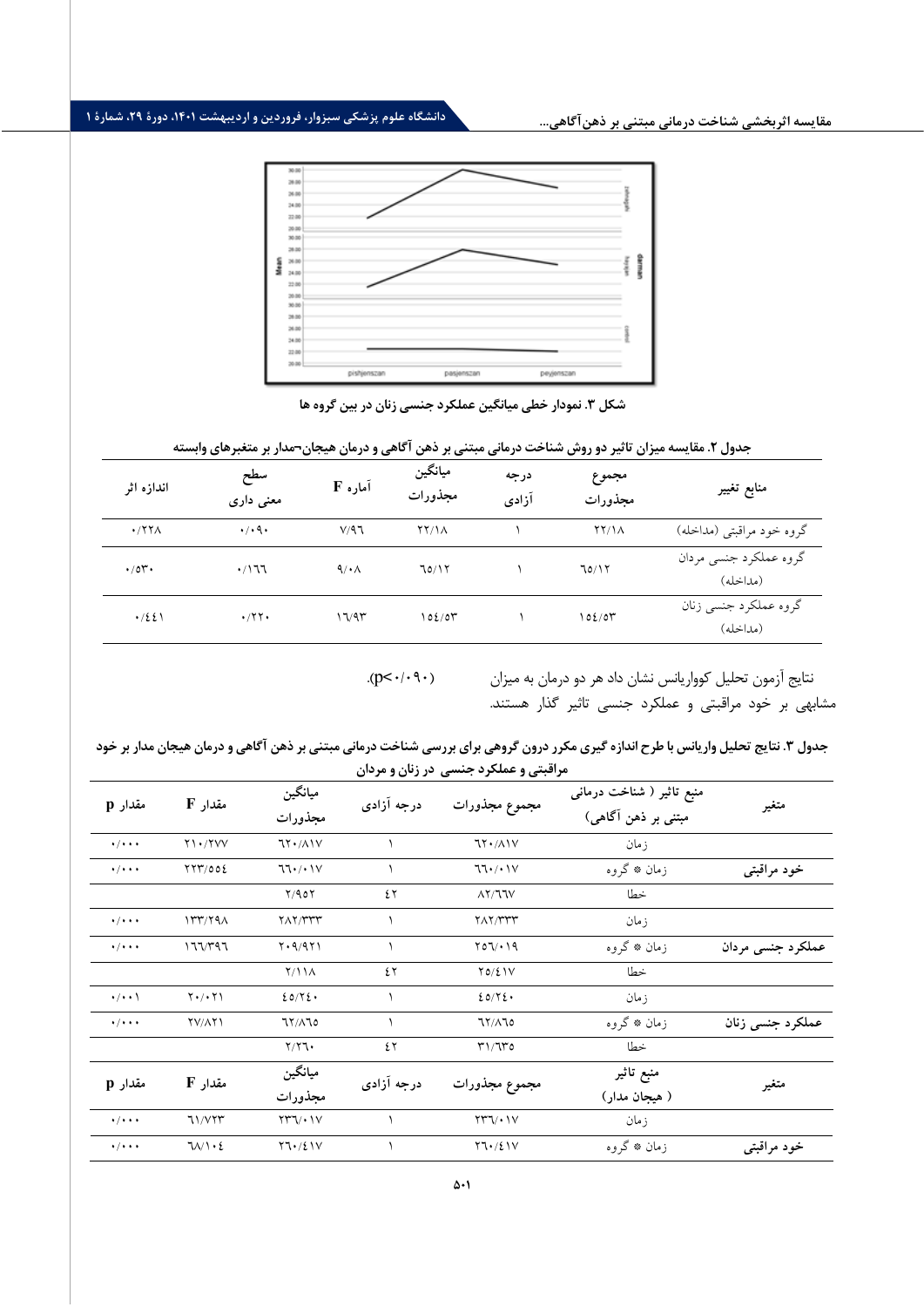شکل ۳. نمودار خطی میانگین عملکرد جنسی زنان در بین گروه ها

جدول ۲. مقایسه میزان تاثیر دو روش شناخت درمانی مبتنی بر ذهن آگاهی و درمان هیجان¬مدار بر متغیرهای وابسته

| منابع تغییر | مجموع مجذورات | درجه آزادی | میانگین مجذورات | آماره F | سطح معنی داری | اندازه اثر |
|---|---|---|---|---|---|---|
| گروه خود مراقبتی (مداخله) | ۲۲/۱۸ | ۱ | ۲۲/۱۸ | ۷/۹۶ | ۰/۰۹۰ | ۰/۲۲۸ |
| گروه عملکرد جنسی مردان (مداخله) | ۶۵/۱۲ | ۱ | ۶۵/۱۲ | ۹/۰۸ | ۰/۱۶۶ | ۰/۵۳۰ |
| گروه عملکرد جنسی زنان (مداخله) | ۱۵٤/۵۳ | ۱ | ۱۵٤/۵۳ | ۱۶/۹۳ | ۰/۲۲۰ | ۰/٤٤۱ |

نتایج آزمون تحلیل کوواریانس نشان داد هر دو درمان به میزان مشابهی بر خود مراقبتی و عملکرد جنسی تاثیر گذار هستند. (p<۰/۰۹۰).

جدول ۳. نتایج تحلیل واریانس با طرح اندازه گیری مکرر درون گروهی برای بررسی شناخت درمانی مبتنی بر ذهن آگاهی و درمان هیجان مدار بر خود مراقبتی و عملکرد جنسی در زنان و مردان

| متغیر | منبع تاثیر ( شناخت درمانی مبتنی بر ذهن آگاهی) | مجموع مجذورات | درجه آزادی | میانگین مجذورات | مقدار F | مقدار p |
|---|---|---|---|---|---|---|
| | زمان | ۶۲۰/۸۱۷ | ۱ | ۶۲۰/۸۱۷ | ۲۱۰/۲۷۷ | ۰/۰۰۰ |
| **خود مراقبتی** | زمان * گروه | ۶۶۰/۰۱۷ | ۱ | ۶۶۰/۰۱۷ | ۲۲۳/۵۵٤ | ۰/۰۰۰ |
| | خطا | ۸۲/۶۶۷ | ٤۲ | ۲/۹۵۲ | | |
| | زمان | ۲۸۲/۳۳۳ | ۱ | ۲۸۲/۳۳۳ | ۱۳۳/۲۹۸ | ۰/۰۰۰ |
| **عملکرد جنسی مردان** | زمان * گروه | ۲۵۶/۰۱۹ | ۱ | ۲۰۹/۹۲۱ | ۱۶۶/۳۹۶ | ۰/۰۰۰ |
| | خطا | ۲۵/٤۱۷ | ٤۲ | ۲/۱۱۸ | | |
| | زمان | ٤۵/۲٤۰ | ۱ | ٤۵/۲٤۰ | ۲۰/۰۲۱ | ۰/۰۰۱ |
| **عملکرد جنسی زنان** | زمان * گروه | ۶۲/۸۶۵ | ۱ | ۶۲/۸۶۵ | ۲۷/۸۲۱ | ۰/۰۰۰ |
| | خطا | ۳۱/۶۳۵ | ٤۲ | ۲/۲۶۰ | | |
| **متغیر** | **منبع تاثیر ( هیجان مدار)** | **مجموع مجذورات** | **درجه آزادی** | **میانگین مجذورات** | **مقدار F** | **مقدار p** |
| | زمان | ۲۳۶/۰۱۷ | ۱ | ۲۳۶/۰۱۷ | ۶۱/۷۲۳ | ۰/۰۰۰ |
| **خود مراقبتی** | زمان * گروه | ۲۶۰/٤۱۷ | ۱ | ۲۶۰/٤۱۷ | ۶۸/۱۰٤ | ۰/۰۰۰ |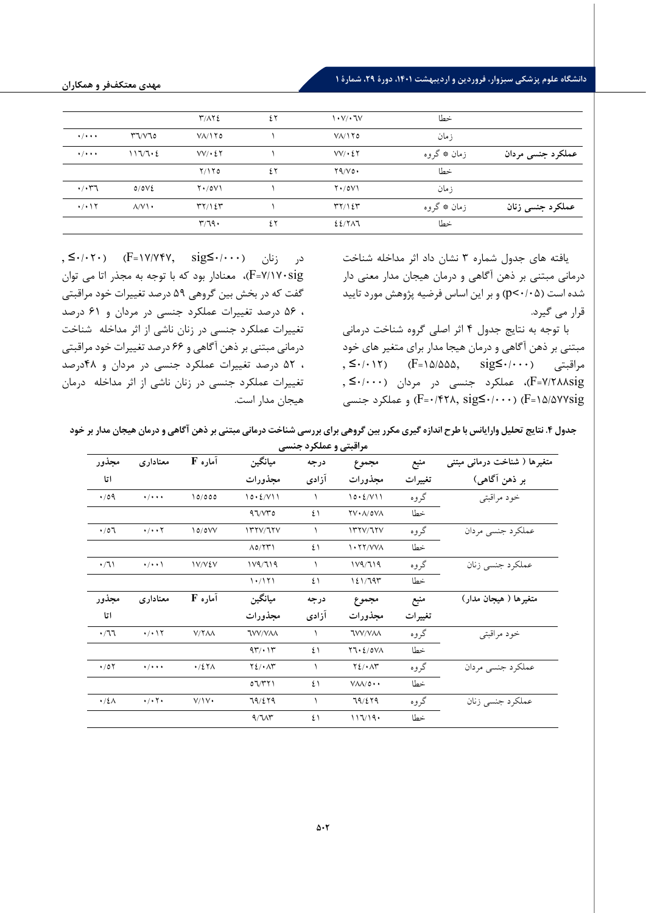| | | | | | | |
|---|---|---|---|---|---|---|
| | خطا | ۱۰۷/۰۶۷ | ۴۲ | ۳/۸۲۴ | | |
| | زمان | ۷۸/۱۲۵ | ۱ | ۷۸/۱۲۵ | ۳۶/۷۶۵ | ۰/۰۰۰ |
| **عملکرد جنسی مردان** | زمان * گروه | ۷۷/۰۴۲ | ۱ | ۷۷/۰۴۲ | ۱۱۶/۶۰۴ | ۰/۰۰۰ |
| | خطا | ۲۹/۷۵۰ | ۴۲ | ۲/۱۲۵ | | |
| | زمان | ۲۰/۵۷۱ | ۱ | ۲۰/۵۷۱ | ۵/۵۷۴ | ۰/۰۳۶ |
| **عملکرد جنسی زنان** | زمان * گروه | ۳۲/۱۴۳ | ۱ | ۳۲/۱۴۳ | ۸/۷۱۰ | ۰/۰۱۲ |
| | خطا | ۴۴/۲۸۶ | ۴۲ | ۳/۶۹۰ | | |

یافته های جدول شماره ۳ نشان داد اثر مداخله شناخت درمانی مبتنی بر ذهن آگاهی و درمان هیجان مدار معنی دار شده است (p<۰/۰۵) و بر این اساس فرضیه پژوهش مورد تایید قرار می گیرد.

با توجه به نتایج جدول ۴ اثر اصلی گروه شناخت درمانی مبتنی بر ذهن آگاهی و درمان هیجا مدار برای متغیر های خود مراقبتی (F=۱۵/۵۵۵, sig≤۰/۰۰۰) (F=۷/۲۸۸sig, ≤۰/۰۱۲)، عملکرد جنسی در مردان (F=۱۵/۵۷۷sig, ≤۰/۰۰۰) (F=۰/۴۲۸, sig≤۰/۰۰۰) و عملکرد جنسی در زنان (F=۱۷/۷۴۷, sig≤۰/۰۰۰) (F=۷/۱۷۰sig, ≤۰/۰۲۰)، معنادار بود که با توجه به مجذر اتا می توان گفت که در بخش بین گروهی ۵۹ درصد تغییرات خود مراقبتی ، ۵۶ درصد تغییرات عملکرد جنسی در مردان و ۶۱ درصد تغییرات عملکرد جنسی در زنان ناشی از اثر مداخله شناخت درمانی مبتنی بر ذهن آگاهی و ۶۶ درصد تغییرات خود مراقبتی ، ۵۲ درصد تغییرات عملکرد جنسی در مردان و ۴۸درصد تغییرات عملکرد جنسی در زنان ناشی از اثر مداخله درمان هیجان مدار است.

**جدول ۴. نتایج تحلیل واریانس با طرح اندازه گیری مکرر بین گروهی برای بررسی شناخت درمانی مبتنی بر ذهن آگاهی و درمان هیجان مدار بر خود مراقبتی و عملکرد جنسی**

| متغیرها ( شناخت درمانی مبتنی بر ذهن آگاهی) | منبع تغییرات | مجموع مجذورات | درجه آزادی | میانگین مجذورات | آماره F | معناداری | مجذور اتا |
|---|---|---|---|---|---|---|---|
| خود مراقبتی | گروه | ۱۵۰۴/۷۱۱ | ۱ | ۱۵۰۴/۷۱۱ | ۱۵/۵۵۵ | ۰/۰۰۰ | ۰/۵۹ |
| | خطا | ۲۷۰۸/۵۷۸ | ۴۱ | ۹۶/۷۳۵ | | | |
| عملکرد جنسی مردان | گروه | ۱۳۲۷/۶۲۷ | ۱ | ۱۳۲۷/۶۲۷ | ۱۵/۵۷۷ | ۰/۰۰۲ | ۰/۵۶ |
| | خطا | ۱۰۲۲/۷۷۸ | ۴۱ | ۸۵/۲۳۱ | | | |
| عملکرد جنسی زنان | گروه | ۱۷۹/۶۱۹ | ۱ | ۱۷۹/۶۱۹ | ۱۷/۷۴۷ | ۰/۰۰۱ | ۰/۶۱ |
| | خطا | ۱۴۱/۶۹۳ | ۴۱ | ۱۰/۱۲۱ | | | |
| **متغیرها ( هیجان مدار)** | **منبع تغییرات** | **مجموع مجذورات** | **درجه آزادی** | **میانگین مجذورات** | **آماره F** | **معناداری** | **مجذور اتا** |
| خود مراقبتی | گروه | ۶۷۷/۷۸۸ | ۱ | ۶۷۷/۷۸۸ | ۷/۲۸۸ | ۰/۰۱۲ | ۰/۶۶ |
| | خطا | ۲۶۰۴/۵۷۸ | ۴۱ | ۹۳/۰۱۳ | | | |
| عملکرد جنسی مردان | گروه | ۲۴/۰۸۳ | ۱ | ۲۴/۰۸۳ | ۰/۴۲۸ | ۰/۰۰۰ | ۰/۵۲ |
| | خطا | ۷۸۸/۵۰۰ | ۴۱ | ۵۶/۳۲۱ | | | |
| عملکرد جنسی زنان | گروه | ۶۹/۴۲۹ | ۱ | ۶۹/۴۲۹ | ۷/۱۷۰ | ۰/۰۲۰ | ۰/۴۸ |
| | خطا | ۱۱۶/۱۹۰ | ۴۱ | ۹/۶۸۳ | | | |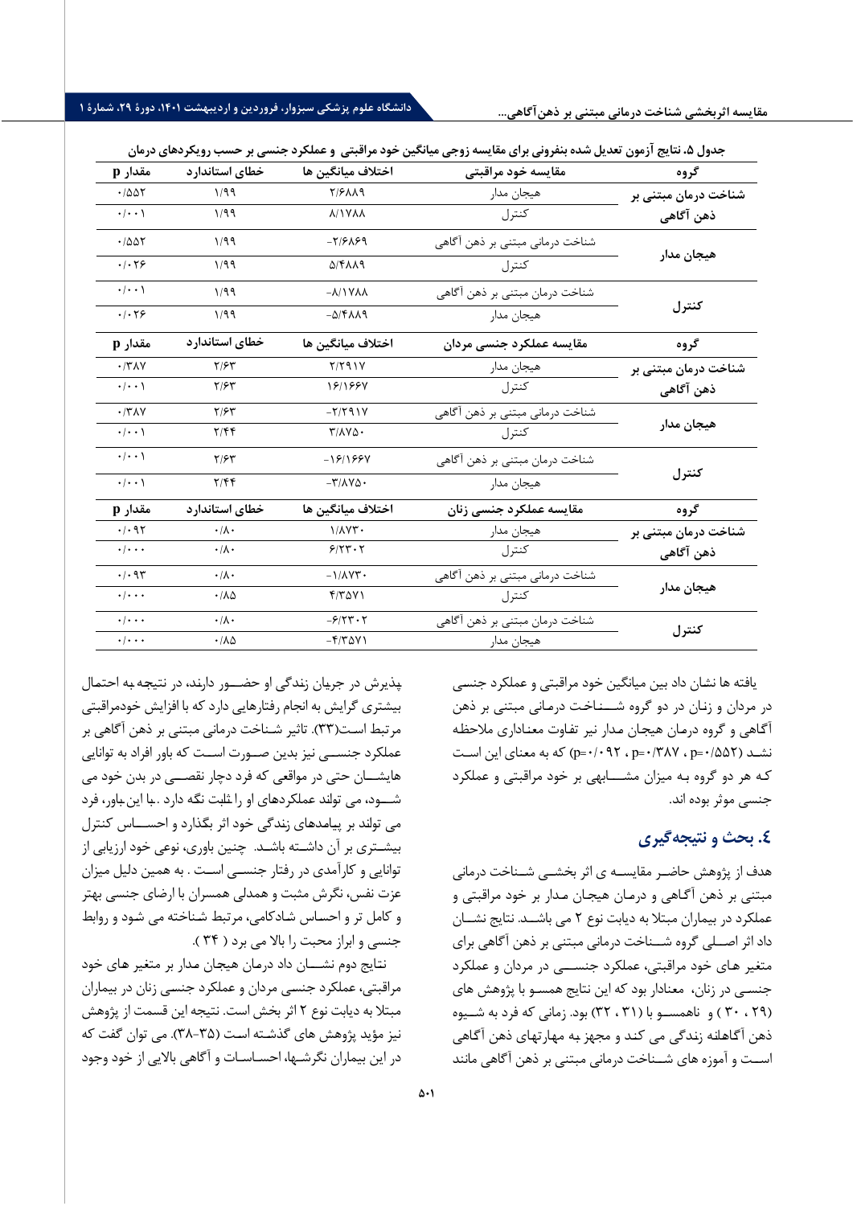جدول ۵. نتایج آزمون تعدیل شده بنفرونی برای مقایسه زوجی میانگین خود مراقبتی و عملکرد جنسی بر حسب رویکردهای درمان

| گروه | مقایسه خود مراقبتی | اختلاف میانگین ها | خطای استاندارد | مقدار p |
|---|---|---|---|---|
| شناخت درمان مبتنی بر ذهن آگاهی | هیجان مدار | ۲/۶۸۸۹ | ۱/۹۹ | ۰/۵۵۲ |
| | کنترل | ۸/۱۷۸۸ | ۱/۹۹ | ۰/۰۰۱ |
| هیجان مدار | شناخت درمانی مبتنی بر ذهن آگاهی | -۲/۶۸۶۹ | ۱/۹۹ | ۰/۵۵۲ |
| | کنترل | ۵/۴۸۸۹ | ۱/۹۹ | ۰/۰۲۶ |
| کنترل | شناخت درمان مبتنی بر ذهن آگاهی | -۸/۱۷۸۸ | ۱/۹۹ | ۰/۰۰۱ |
| | هیجان مدار | -۵/۴۸۸۹ | ۱/۹۹ | ۰/۰۲۶ |
| **گروه** | **مقایسه عملکرد جنسی مردان** | **اختلاف میانگین ها** | **خطای استاندارد** | **مقدار p** |
| شناخت درمان مبتنی بر ذهن آگاهی | هیجان مدار | ۲/۲۹۱۷ | ۲/۶۳ | ۰/۳۸۷ |
| | کنترل | ۱۶/۱۶۶۷ | ۲/۶۳ | ۰/۰۰۱ |
| هیجان مدار | شناخت درمانی مبتنی بر ذهن آگاهی | -۲/۲۹۱۷ | ۲/۶۳ | ۰/۳۸۷ |
| | کنترل | ۳/۸۷۵۰ | ۲/۴۴ | ۰/۰۰۱ |
| کنترل | شناخت درمان مبتنی بر ذهن آگاهی | -۱۶/۱۶۶۷ | ۲/۶۳ | ۰/۰۰۱ |
| | هیجان مدار | -۳/۸۷۵۰ | ۲/۴۴ | ۰/۰۰۱ |
| **گروه** | **مقایسه عملکرد جنسی زنان** | **اختلاف میانگین ها** | **خطای استاندارد** | **مقدار p** |
| شناخت درمان مبتنی بر ذهن آگاهی | هیجان مدار | ۱/۸۷۳۰ | ۰/۸۰ | ۰/۰۹۲ |
| | کنترل | ۶/۲۳۰۲ | ۰/۸۰ | ۰/۰۰۰ |
| هیجان مدار | شناخت درمانی مبتنی بر ذهن آگاهی | -۱/۸۷۳۰ | ۰/۸۰ | ۰/۰۹۳ |
| | کنترل | ۴/۳۵۷۱ | ۰/۸۵ | ۰/۰۰۰ |
| کنترل | شناخت درمان مبتنی بر ذهن آگاهی | -۶/۲۳۰۲ | ۰/۸۰ | ۰/۰۰۰ |
| | هیجان مدار | -۴/۳۵۷۱ | ۰/۸۵ | ۰/۰۰۰ |

یافته ها نشان داد بین میانگین خود مراقبتی و عملکرد جنسی در مردان و زنان در دو گروه شناخت درمانی مبتنی بر ذهن آگاهی و گروه درمان هیجان مدار نیز تفاوت معناداری ملاحظه نشد (p=۰/۵۵۲ ، p=۰/۳۸۷ ، p=۰/۰۹۲) که به معنای این است که هر دو گروه به میزان مشابهی بر خود مراقبتی و عملکرد جنسی موثر بوده اند.

## ٤. بحث و نتیجه‌گیری

هدف از پژوهش حاضر مقایسه ی اثر بخشی شناخت درمانی مبتنی بر ذهن آگاهی و درمان هیجان مدار بر خود مراقبتی و عملکرد در بیماران مبتلا به دیابت نوع ۲ می باشد. نتایج نشان داد اثر اصلی گروه شناخت درمانی مبتنی بر ذهن آگاهی برای متغیر های خود مراقبتی، عملکرد جنسی در مردان و عملکرد جنسی در زنان، معنادار بود که این نتایج همسو با پژوهش های (۲۹ ، ۳۰ ) و ناهمسو با (۳۱ ، ۳۲) بود. زمانی که فرد به شیوه ذهن آگاهانه زندگی می کند و مجهز به مهارتهای ذهن آگاهی است و آموزه های شناخت درمانی مبتنی بر ذهن آگاهی مانند پذیرش در جریان زندگی او حضور دارند، در نتیجه به احتمال بیشتری گرایش به انجام رفتارهایی دارد که با افزایش خودمراقبتی مرتبط است(۳۳). تاثیر شناخت درمانی مبتنی بر ذهن آگاهی بر عملکرد جنسی نیز بدین صورت است که باور افراد به توانایی هایشان حتی در مواقعی که فرد دچار نقصی در بدن خود می شود، می تولند عملکردهای او را ثابت نگه دارد .با این باور، فرد می تولند بر پیامدهای زندگی خود اثر بگذارد و احساس کنترل بیشتری بر آن داشته باشد. چنین باوری، نوعی خود ارزیابی از توانایی و کارآمدی در رفتار جنسی است . به همین دلیل میزان عزت نفس، نگرش مثبت و همدلی همسران با ارضای جنسی بهتر و کامل تر و احساس شادکامی، مرتبط شناخته می شود و روابط جنسی و ابراز محبت را بالا می برد ( ۳۴ ).

نتایج دوم نشان داد درمان هیجان مدار بر متغیر های خود مراقبتی، عملکرد جنسی مردان و عملکرد جنسی زنان در بیماران مبتلا به دیابت نوع ۲ اثر بخش است. نتیجه این قسمت از پژوهش نیز مؤید پژوهش های گذشته است (۳۵-۳۸). می توان گفت که در این بیماران نگرشها، احساسات و آگاهی بالایی از خود وجود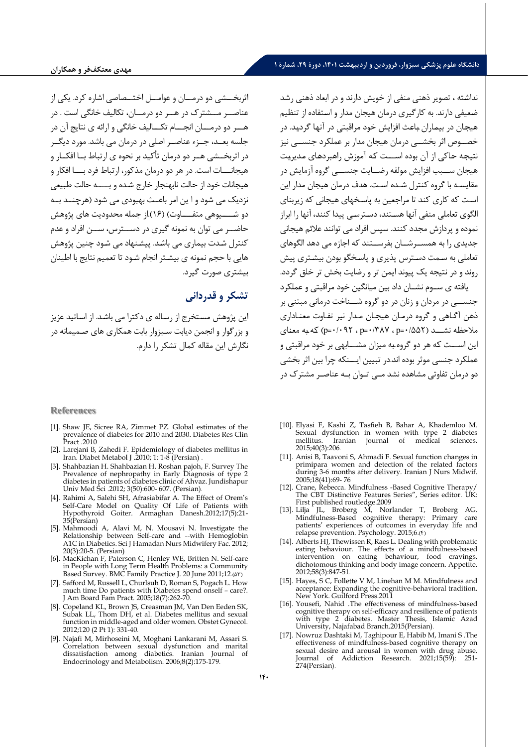نداشته ، تصویر ذهنی منفی از خویش دارند و در ابعاد ذهنی رشد ضعیفی دارند. به کارگیری درمان هیجان مدار و استفاده از تنظیم هیجان در بیماران باعث افزایش خود مراقبتی در آنها گردید. در خصوص اثر بخشی درمان هیجان مدار بر عملکرد جنسی نیز نتیجه حاکی از آن بوده است که آموزش راهبردهای مدیریت هیجان سبب افزایش مولفه رضایت جنسی گروه آزمایش در مقایسه با گروه کنترل شده است. هدف درمان هیجان مدار این است که کاری کند تا مراجعین به پاسخهای هیجانی که زیربنای الگوی تعاملی منفی آنها هستند، دسترسی پیدا کنند، آنها را ابراز نموده و پردازش مجدد کنند. سپس افراد می توانند علائم هیجانی جدیدی را به همسرشان بفرستند که اجازه می دهد الگوهای تعاملی به سمت دسترس پذیری و پاسخگو بودن بیشتری پیش روند و در نتیجه یک پیوند ایمن تر و رضایت بخش تر خلق گردد.

یافته ی سوم نشان داد بین میانگین خود مراقبتی و عملکرد جنسی در مردان و زنان در دو گروه شناخت درمانی مبتنی بر ذهن آگاهی و گروه درمان هیجان مدار نیر تفاوت معناداری ملاحظه نشد (p=۰/۵۵۲ ، p=۰/۳۸۷ ، p=۰/۰۹۲) که به معنای این است که هر دو گروه به میزان مشابهی بر خود مراقبتی و عملکرد جنسی موثر بوده اند.در تبیین اینکه چرا بین اثر بخشی دو درمان تفاوتی مشاهده نشد می توان به عناصر مشترک در اثربخشی دو درمان و عوامل اختصاصی اشاره کرد. یکی از عناصر مشترک در هر دو درمان، تکالیف خانگی است . در هر دو درمان انجام تکالیف خانگی و ارائه ی نتایج آن در جلسه بعد، جزء عناصر اصلی در درمان می باشد. مورد دیگر در اثربخشی هر دو درمان تأکید بر نحوه ی ارتباط با افکار و هیجانات است. در هر دو درمان مذکور، ارتباط فرد با افکار و هیجانات خود از حالت نابهنجار خارج شده و به حالت طبیعی نزدیک می شود و این امر باعث بهبودی می شود (هرچند به دو شیوهی متفاوت) (۱۶).از جمله محدودیت های پژوهش حاضر می توان به نمونه گیری در دسترس، سن افراد و عدم کنترل شدت بیماری می باشد. پیشنهاد می شود چنین پژوهش هایی با حجم نمونه ی بیشتر انجام شود تا تعمیم نتایج با اطینان بیشتری صورت گیرد.

## تشکر و قدردانی

این پژوهش مستخرج از رساله ی دکترا می باشد. از اساتید عزیز و بزرگوار و انجمن دیابت سبزوار بابت همکاری های صمیمانه در نگارش این مقاله کمال تشکر را دارم.

## References

[1]. Shaw JE, Sicree RA, Zimmet PZ. Global estimates of the prevalence of diabetes for 2010 and 2030. Diabetes Res Clin Pract .2010

[2]. Larejani B, Zahedi F. Epidemiology of diabetes mellitus in Iran. Diabet Metabol J .2010; 1: 1-8 (Persian) .

[3]. Shahbazian H. Shahbazian H. Roshan pajoh, F. Survey The Prevalence of nephropathy in Early Diagnosis of type 2 diabetes in patients of diabetes clinic of Ahvaz. Jundishapur Univ Med Sci .2012; 3(50):600- 607. (Persian).

[4]. Rahimi A, Salehi SH, Afrasiabifar A. The Effect of Orem's Self-Care Model on Quality Of Life of Patients with Hypothyroid Goiter. Armaghan Danesh.2012;17(5):21-35(Persian)

[5]. Mahmoodi A, Alavi M, N. Mousavi N. Investigate the Relationship between Self-care and --with Hemoglobin A1C in Diabetics. Sci J Hamadan Nurs Midwifery Fac. 2012; 20(3):20-5. (Persian)

[6]. MacKichan F, Paterson C, Henley WE, Britten N. Self-care in People with Long Term Health Problems: a Community Based Survey. BMC Family Practice J. 20 June 2011;12.(۵۳)

[7]. Safford M, Russell L, Churlsuh D, Roman S, Pogach L. How much time Do patients with Diabetes spend onself – care?. J Am Board Fam Pract. 2005;18(7):262-70.

[8]. Copeland KL, Brown JS, Creasman JM, Van Den Eeden SK, Subak LL, Thom DH, et al. Diabetes mellitus and sexual function in middle-aged and older women. Obstet Gynecol. 2012;120 (2 Pt 1): 331-40.

[9]. Najafi M, Mirhoseini M, Moghani Lankarani M, Assari S. Correlation between sexual dysfunction and marital dissatisfaction among diabetics. Iranian Journal of Endocrinology and Metabolism. 2006;8(2):175-179.

[10]. Elyasi F, Kashi Z, Tasfieh B, Bahar A, Khademloo M. Sexual dysfunction in women with type 2 diabetes mellitus. Iranian journal of medical sciences. 2015;40(3):206.

[11]. Anisi B, Taavoni S, Ahmadi F. Sexual function changes in primipara women and detection of the related factors during 3-6 months after delivery. Iranian J Nurs Midwif. 2005;18(41):69- 76

[12]. Crane, Rebecca. Mindfulness -Based Cognitive Therapy/ The CBT Distinctive Features Series", Series editor. UK: First published routledge.2009

[13]. Lilja JL, Broberg M, Norlander T, Broberg AG. Mindfulness-Based cognitive therapy: Primary care patients' experiences of outcomes in everyday life and relapse prevention. Psychology. 2015;6.(۴)

[14]. Alberts HJ, Thewissen R, Raes L. Dealing with problematic eating behaviour. The effects of a mindfulness-based intervention on eating behaviour, food cravings, dichotomous thinking and body image concern. Appetite. 2012;58(3):847-51.

[15]. Hayes, S C, Follette V M, Linehan M M. Mindfulness and acceptance: Expanding the cognitive-behavioral tradition. New York. Guilford Press.2011

[16]. Yousefi, Nahid .The effectiveness of mindfulness-based cognitive therapy on self-efficacy and resilience of patients with type 2 diabetes. Master Thesis, Islamic Azad University, Najafabad Branch.2015(Persian).

[17]. Nowruz Dashtaki M, Taghipour E, Habib M, Imani S .The effectiveness of mindfulness-based cognitive therapy on sexual desire and arousal in women with drug abuse. Journal of Addiction Research. 2021;15(59): 251-274(Persian).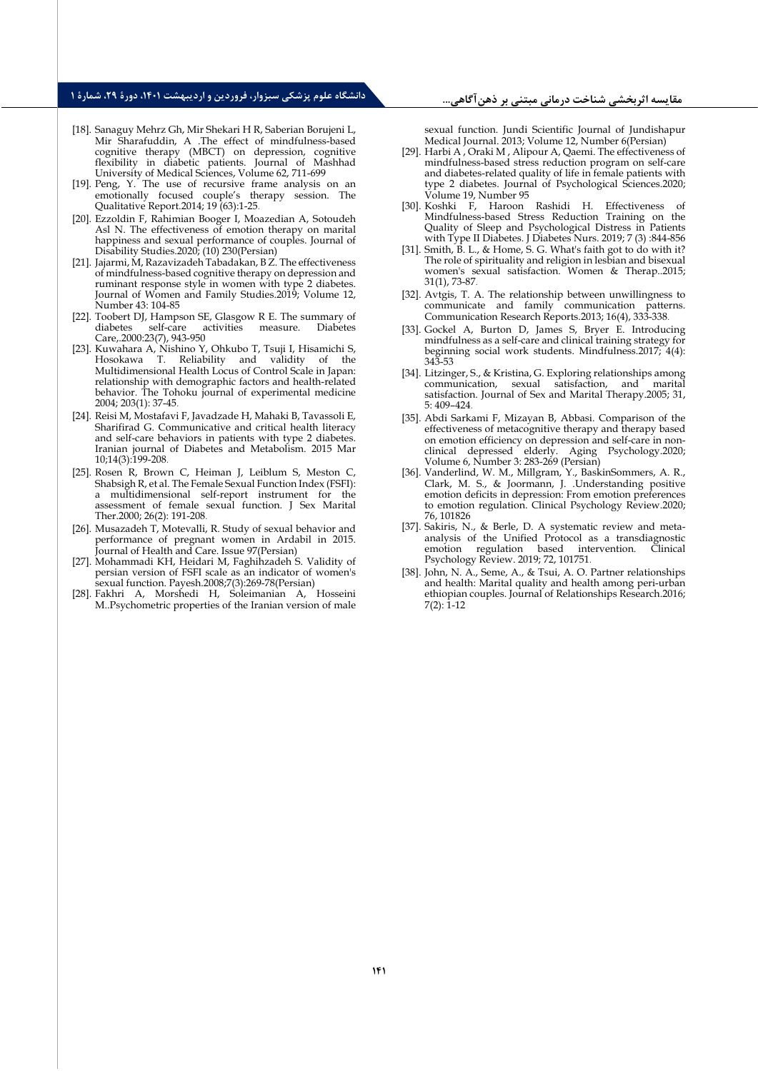[18]. Sanaguy Mehrz Gh, Mir Shekari H R, Saberian Borujeni L, Mir Sharafuddin, A .The effect of mindfulness-based cognitive therapy (MBCT) on depression, cognitive flexibility in diabetic patients. Journal of Mashhad University of Medical Sciences, Volume 62, 711-699

[19]. Peng, Y. The use of recursive frame analysis on an emotionally focused couple's therapy session. The Qualitative Report.2014; 19 (63):1-25.

[20]. Ezzoldin F, Rahimian Booger I, Moazedian A, Sotoudeh Asl N. The effectiveness of emotion therapy on marital happiness and sexual performance of couples. Journal of Disability Studies.2020; (10) 230(Persian)

[21]. Jajarmi, M, Razavizadeh Tabadakan, B Z. The effectiveness of mindfulness-based cognitive therapy on depression and ruminant response style in women with type 2 diabetes. Journal of Women and Family Studies.2019; Volume 12, Number 43: 104-85

[22]. Toobert DJ, Hampson SE, Glasgow R E. The summary of diabetes self-care activities measure. Diabetes Care,.2000:23(7), 943-950

[23]. Kuwahara A, Nishino Y, Ohkubo T, Tsuji I, Hisamichi S, Hosokawa T. Reliability and validity of the Multidimensional Health Locus of Control Scale in Japan: relationship with demographic factors and health-related behavior. The Tohoku journal of experimental medicine 2004; 203(1): 37-45.

[24]. Reisi M, Mostafavi F, Javadzade H, Mahaki B, Tavassoli E, Sharifirad G. Communicative and critical health literacy and self-care behaviors in patients with type 2 diabetes. Iranian journal of Diabetes and Metabolism. 2015 Mar 10;14(3):199-208.

[25]. Rosen R, Brown C, Heiman J, Leiblum S, Meston C, Shabsigh R, et al. The Female Sexual Function Index (FSFI): a multidimensional self-report instrument for the assessment of female sexual function. J Sex Marital Ther.2000; 26(2): 191-208.

[26]. Musazadeh T, Motevalli, R. Study of sexual behavior and performance of pregnant women in Ardabil in 2015. Journal of Health and Care. Issue 97(Persian)

[27]. Mohammadi KH, Heidari M, Faghihzadeh S. Validity of persian version of FSFI scale as an indicator of women's sexual function. Payesh.2008;7(3):269-78(Persian)

[28]. Fakhri A, Morshedi H, Soleimanian A, Hosseini M..Psychometric properties of the Iranian version of male sexual function. Jundi Scientific Journal of Jundishapur Medical Journal. 2013; Volume 12, Number 6(Persian)

[29]. Harbi A , Oraki M , Alipour A, Qaemi. The effectiveness of mindfulness-based stress reduction program on self-care and diabetes-related quality of life in female patients with type 2 diabetes. Journal of Psychological Sciences.2020; Volume 19, Number 95

[30]. Koshki F, Haroon Rashidi H. Effectiveness of Mindfulness-based Stress Reduction Training on the Quality of Sleep and Psychological Distress in Patients with Type II Diabetes. J Diabetes Nurs. 2019; 7 (3) :844-856

[31]. Smith, B. L., & Home, S. G. What's faith got to do with it? The role of spirituality and religion in lesbian and bisexual women's sexual satisfaction. Women & Therap..2015; 31(1), 73-87.

[32]. Avtgis, T. A. The relationship between unwillingness to communicate and family communication patterns. Communication Research Reports.2013; 16(4), 333-338.

[33]. Gockel A, Burton D, James S, Bryer E. Introducing mindfulness as a self-care and clinical training strategy for beginning social work students. Mindfulness.2017; 4(4): 343-53

[34]. Litzinger, S., & Kristina, G. Exploring relationships among communication, sexual satisfaction, and marital satisfaction. Journal of Sex and Marital Therapy.2005; 31, 5: 409–424.

[35]. Abdi Sarkami F, Mizayan B, Abbasi. Comparison of the effectiveness of metacognitive therapy and therapy based on emotion efficiency on depression and self-care in non-clinical depressed elderly. Aging Psychology.2020; Volume 6, Number 3: 283-269 (Persian)

[36]. Vanderlind, W. M., Millgram, Y., BaskinSommers, A. R., Clark, M. S., & Joormann, J. .Understanding positive emotion deficits in depression: From emotion preferences to emotion regulation. Clinical Psychology Review.2020; 76, 101826

[37]. Sakiris, N., & Berle, D. A systematic review and meta-analysis of the Unified Protocol as a transdiagnostic emotion regulation based intervention. Clinical Psychology Review. 2019; 72, 101751.

[38]. John, N. A., Seme, A., & Tsui, A. O. Partner relationships and health: Marital quality and health among peri-urban ethiopian couples. Journal of Relationships Research.2016; 7(2): 1-12